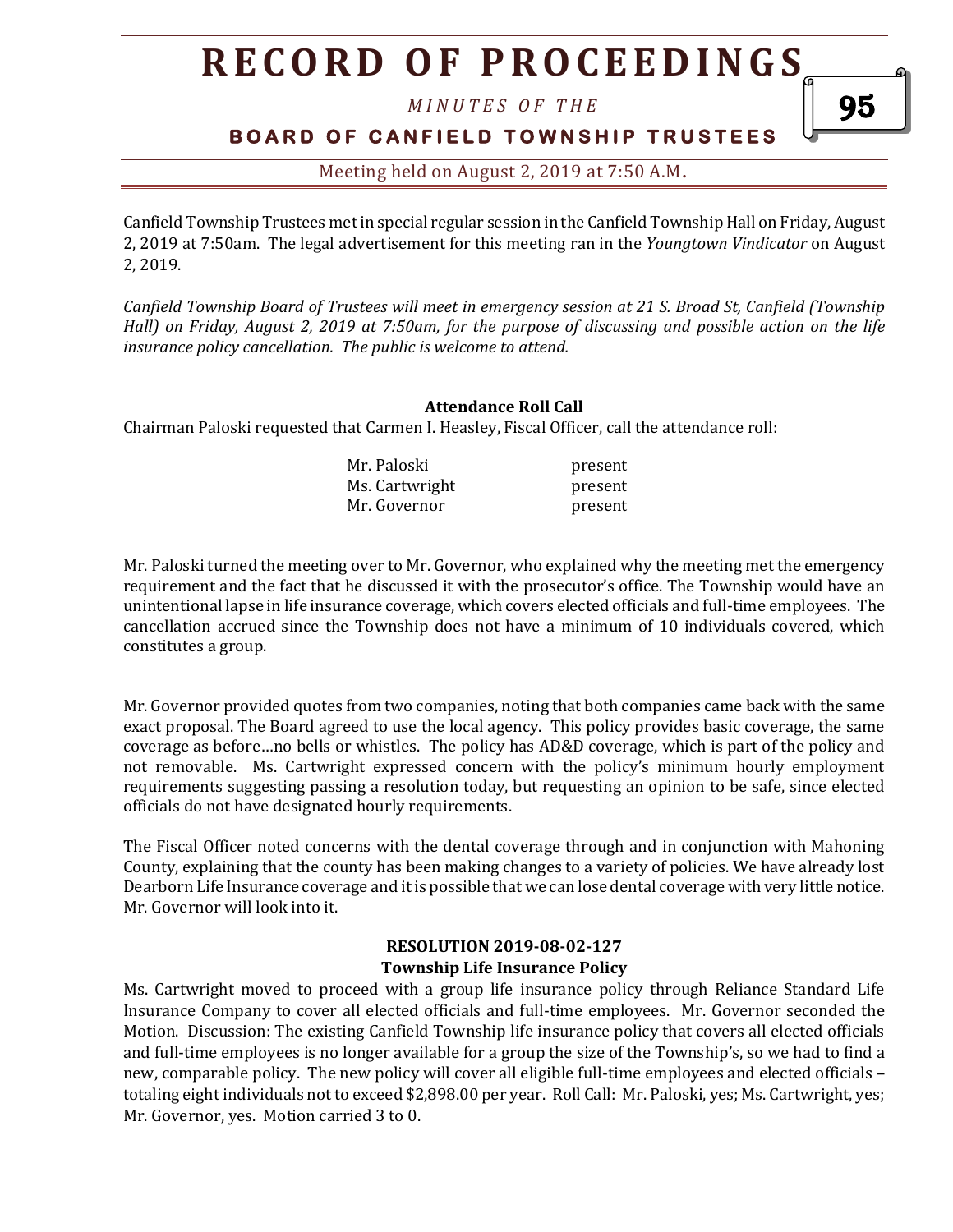# RECORD OF PROCEEDINGS

*MINUTES OF THE*

**BOARD OF CANFIELD TOWNSHIP TRUSTEES**

Meeting held on August 2, 2019 at 7:50 A.M.

Canfield Township Trustees met in special regular session in the Canfield Township Hall on Friday, August 2, 2019 at 7:50am. The legal advertisement for this meeting ran in the *Youngtown Vindicator* on August 2, 2019.

*Canfield Township Board of Trustees will meet in emergency session at 21 S. Broad St, Canfield (Township Hall) on Friday, August 2, 2019 at 7:50am, for the purpose of discussing and possible action on the life insurance policy cancellation. The public is welcome to attend.*

**Attendance Roll Call**

Chairman Paloski requested that Carmen I. Heasley, Fiscal Officer, call the attendance roll:

| | |
|---|---|
| Mr. Paloski | present |
| Ms. Cartwright | present |
| Mr. Governor | present |

Mr. Paloski turned the meeting over to Mr. Governor, who explained why the meeting met the emergency requirement and the fact that he discussed it with the prosecutor's office. The Township would have an unintentional lapse in life insurance coverage, which covers elected officials and full-time employees. The cancellation accrued since the Township does not have a minimum of 10 individuals covered, which constitutes a group.

Mr. Governor provided quotes from two companies, noting that both companies came back with the same exact proposal. The Board agreed to use the local agency. This policy provides basic coverage, the same coverage as before…no bells or whistles. The policy has AD&D coverage, which is part of the policy and not removable. Ms. Cartwright expressed concern with the policy's minimum hourly employment requirements suggesting passing a resolution today, but requesting an opinion to be safe, since elected officials do not have designated hourly requirements.

The Fiscal Officer noted concerns with the dental coverage through and in conjunction with Mahoning County, explaining that the county has been making changes to a variety of policies. We have already lost Dearborn Life Insurance coverage and it is possible that we can lose dental coverage with very little notice. Mr. Governor will look into it.

**RESOLUTION 2019-08-02-127**

**Township Life Insurance Policy**

Ms. Cartwright moved to proceed with a group life insurance policy through Reliance Standard Life Insurance Company to cover all elected officials and full-time employees. Mr. Governor seconded the Motion. Discussion: The existing Canfield Township life insurance policy that covers all elected officials and full-time employees is no longer available for a group the size of the Township's, so we had to find a new, comparable policy. The new policy will cover all eligible full-time employees and elected officials – totaling eight individuals not to exceed $2,898.00 per year. Roll Call: Mr. Paloski, yes; Ms. Cartwright, yes; Mr. Governor, yes. Motion carried 3 to 0.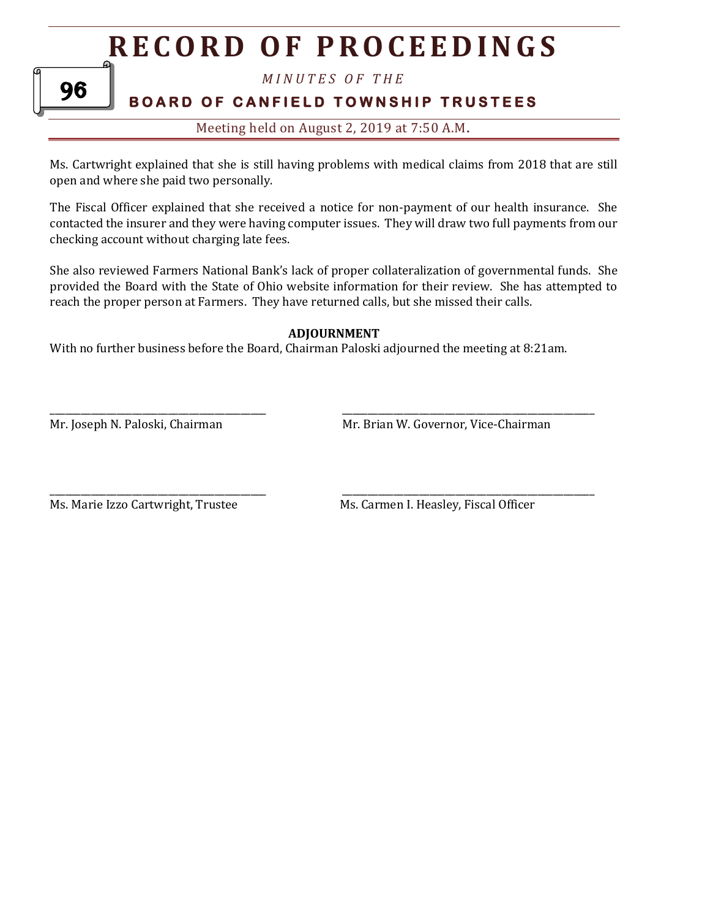Ms. Cartwright explained that she is still having problems with medical claims from 2018 that are still open and where she paid two personally.

The Fiscal Officer explained that she received a notice for non-payment of our health insurance. She contacted the insurer and they were having computer issues. They will draw two full payments from our checking account without charging late fees.

She also reviewed Farmers National Bank's lack of proper collateralization of governmental funds. She provided the Board with the State of Ohio website information for their review. She has attempted to reach the proper person at Farmers. They have returned calls, but she missed their calls.

**ADJOURNMENT**

With no further business before the Board, Chairman Paloski adjourned the meeting at 8:21am.

\_\_\_\_\_\_\_\_\_\_\_\_\_\_\_\_\_\_\_\_\_\_\_\_\_\_\_\_\_\_\_\_\_\_\_\_\_\_\_\_
Mr. Joseph N. Paloski, Chairman

\_\_\_\_\_\_\_\_\_\_\_\_\_\_\_\_\_\_\_\_\_\_\_\_\_\_\_\_\_\_\_\_\_\_\_\_\_\_\_\_
Mr. Brian W. Governor, Vice-Chairman

\_\_\_\_\_\_\_\_\_\_\_\_\_\_\_\_\_\_\_\_\_\_\_\_\_\_\_\_\_\_\_\_\_\_\_\_\_\_\_\_
Ms. Marie Izzo Cartwright, Trustee

\_\_\_\_\_\_\_\_\_\_\_\_\_\_\_\_\_\_\_\_\_\_\_\_\_\_\_\_\_\_\_\_\_\_\_\_\_\_\_\_
Ms. Carmen I. Heasley, Fiscal Officer